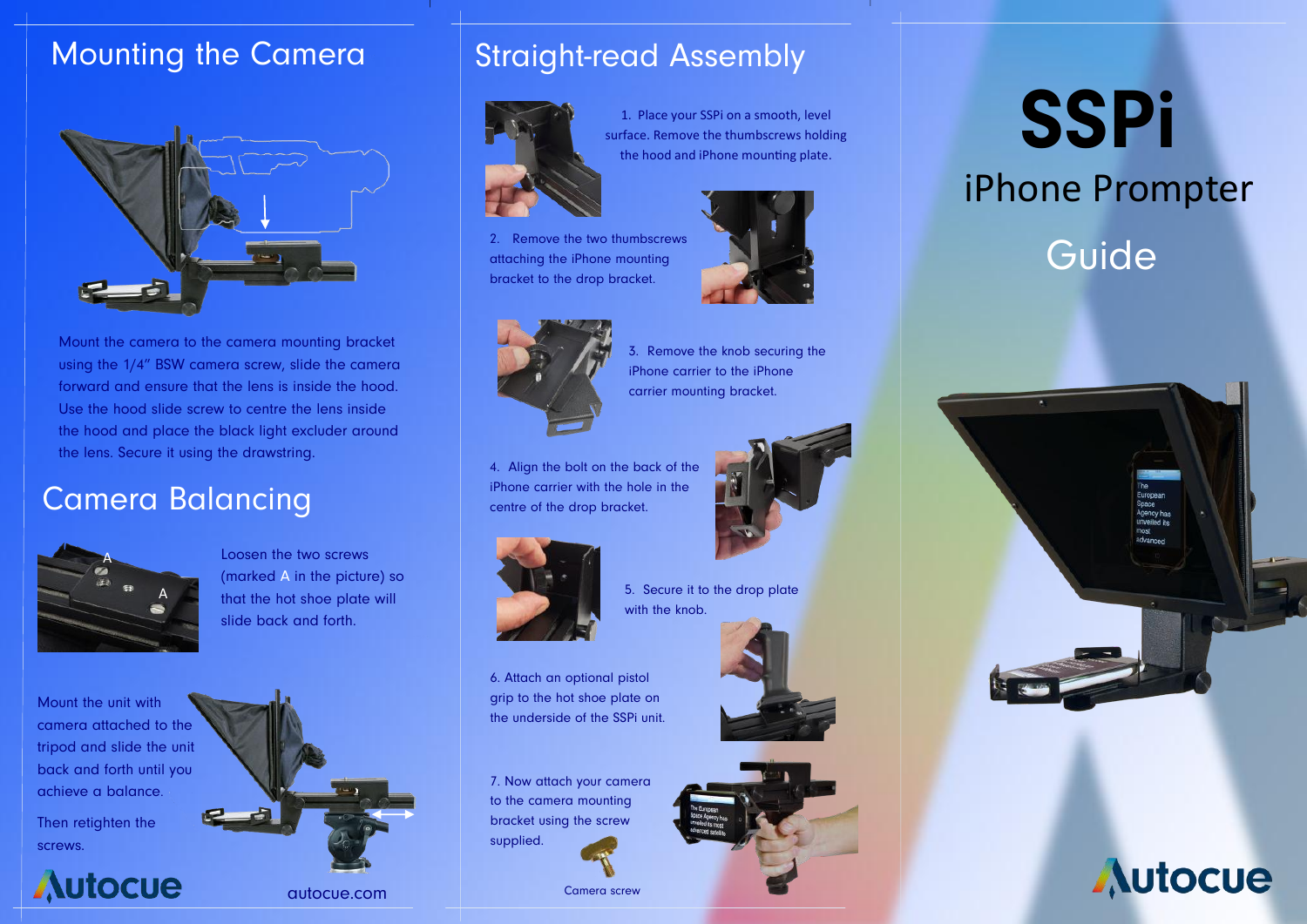# SSPi

## iPhone Prompter

## Guide

## Mounting the Camera

Mount the camera to the camera mounting bracket using the 1/4" BSW camera screw, slide the camera forward and ensure that the lens is inside the hood. Use the hood slide screw to centre the lens inside the hood and place the black light excluder around the lens. Secure it using the drawstring.

## Camera Balancing

Loosen the two screws (marked A in the picture) so that the hot shoe plate will slide back and forth.

Mount the unit with camera attached to the tripod and slide the unit back and forth until you achieve a balance.

Then retighten the screws.

## Straight-read Assembly

1. Place your SSPi on a smooth, level surface. Remove the thumbscrews holding the hood and iPhone mounting plate.
2. Remove the two thumbscrews attaching the iPhone mounting bracket to the drop bracket.
3. Remove the knob securing the iPhone carrier to the iPhone carrier mounting bracket.
4. Align the bolt on the back of the iPhone carrier with the hole in the centre of the drop bracket.
5. Secure it to the drop plate with the knob.
6. Attach an optional pistol grip to the hot shoe plate on the underside of the SSPi unit.
7. Now attach your camera to the camera mounting bracket using the screw supplied.

Camera screw

Autocue

autocue.com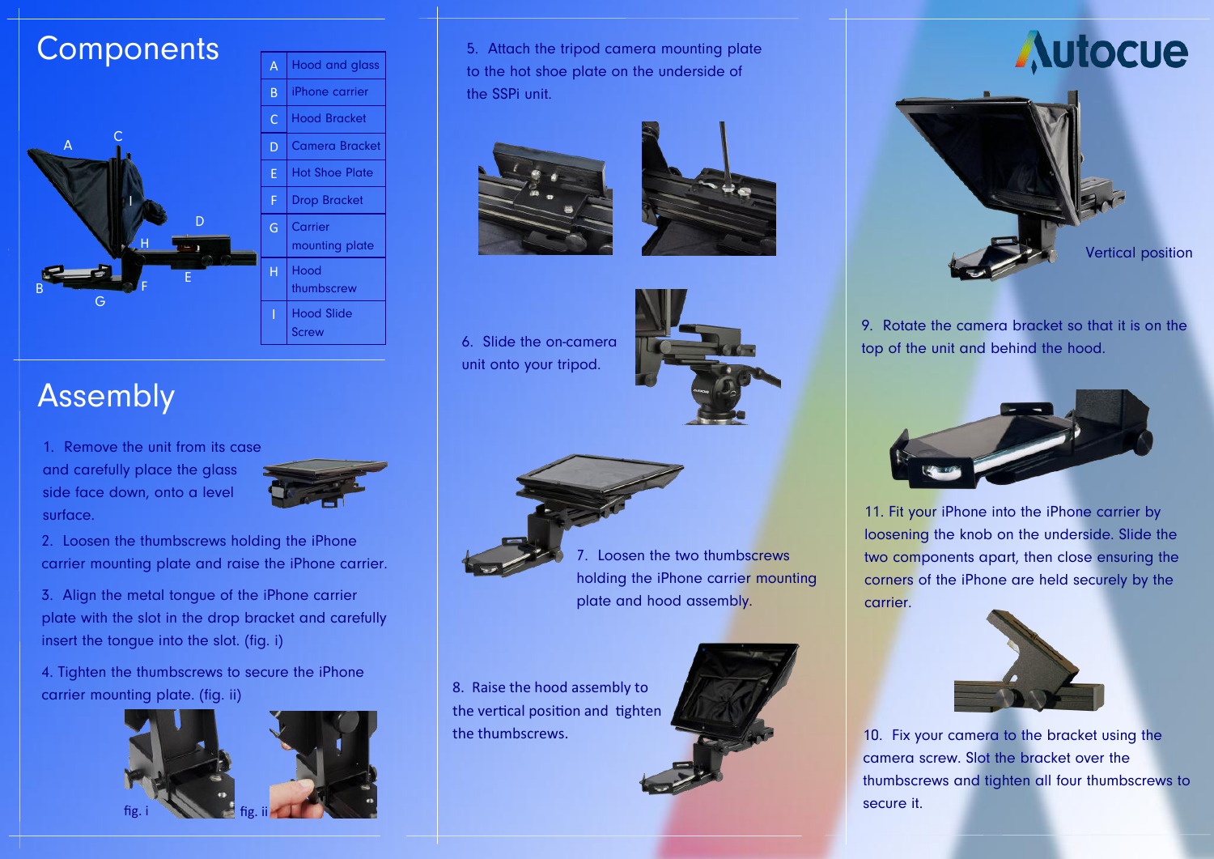# Components

| | |
|---|---|
| A | Hood and glass |
| B | iPhone carrier |
| C | Hood Bracket |
| D | Camera Bracket |
| E | Hot Shoe Plate |
| F | Drop Bracket |
| G | Carrier mounting plate |
| H | Hood thumbscrew |
| I | Hood Slide Screw |

# Assembly

1. Remove the unit from its case and carefully place the glass side face down, onto a level surface.

2. Loosen the thumbscrews holding the iPhone carrier mounting plate and raise the iPhone carrier.

3. Align the metal tongue of the iPhone carrier plate with the slot in the drop bracket and carefully insert the tongue into the slot. (fig. i)

4. Tighten the thumbscrews to secure the iPhone carrier mounting plate. (fig. ii)

fig. i

fig. ii

5. Attach the tripod camera mounting plate to the hot shoe plate on the underside of the SSPi unit.

6. Slide the on-camera unit onto your tripod.

7. Loosen the two thumbscrews holding the iPhone carrier mounting plate and hood assembly.

8. Raise the hood assembly to the vertical position and tighten the thumbscrews.

Autocue

Vertical position

9. Rotate the camera bracket so that it is on the top of the unit and behind the hood.

11. Fit your iPhone into the iPhone carrier by loosening the knob on the underside. Slide the two components apart, then close ensuring the corners of the iPhone are held securely by the carrier.

10. Fix your camera to the bracket using the camera screw. Slot the bracket over the thumbscrews and tighten all four thumbscrews to secure it.